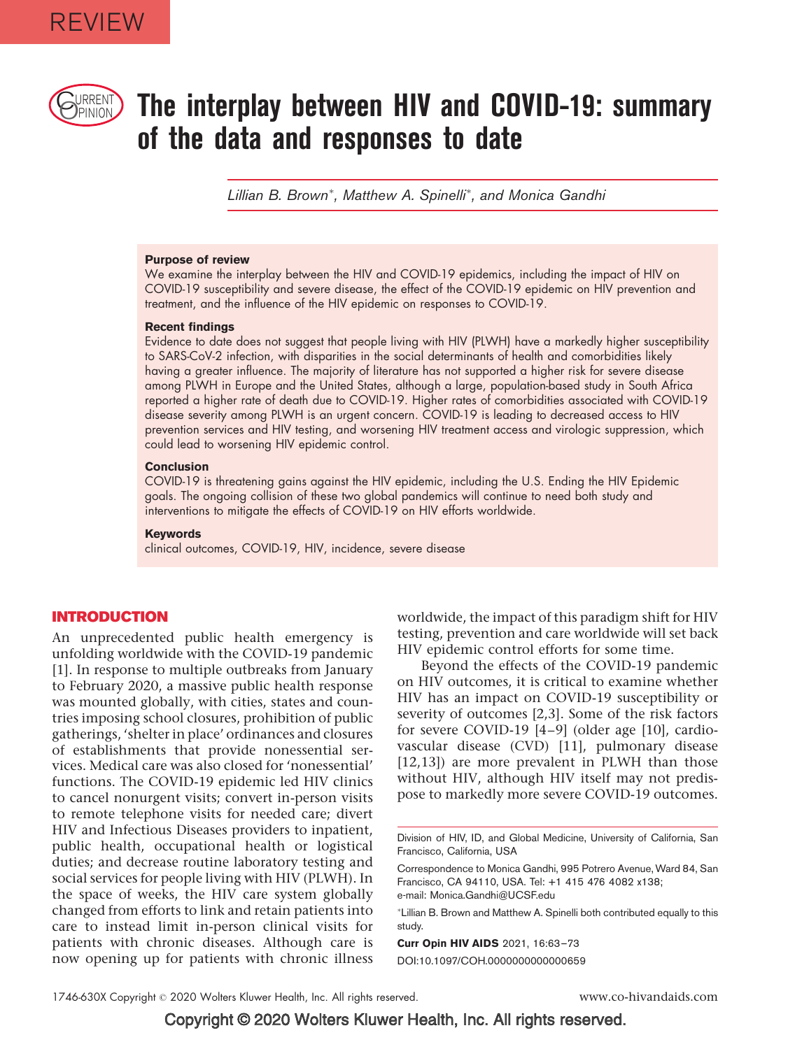REVIEW

# The interplay between HIV and COVID-19: summary of the data and responses to date

*Lillian B. Brown*\*, *Matthew A. Spinelli*\*, and *Monica Gandhi*

**Purpose of review**

We examine the interplay between the HIV and COVID-19 epidemics, including the impact of HIV on COVID-19 susceptibility and severe disease, the effect of the COVID-19 epidemic on HIV prevention and treatment, and the influence of the HIV epidemic on responses to COVID-19.

**Recent findings**

Evidence to date does not suggest that people living with HIV (PLWH) have a markedly higher susceptibility to SARS-CoV-2 infection, with disparities in the social determinants of health and comorbidities likely having a greater influence. The majority of literature has not supported a higher risk for severe disease among PLWH in Europe and the United States, although a large, population-based study in South Africa reported a higher rate of death due to COVID-19. Higher rates of comorbidities associated with COVID-19 disease severity among PLWH is an urgent concern. COVID-19 is leading to decreased access to HIV prevention services and HIV testing, and worsening HIV treatment access and virologic suppression, which could lead to worsening HIV epidemic control.

**Conclusion**

COVID-19 is threatening gains against the HIV epidemic, including the U.S. Ending the HIV Epidemic goals. The ongoing collision of these two global pandemics will continue to need both study and interventions to mitigate the effects of COVID-19 on HIV efforts worldwide.

**Keywords**

clinical outcomes, COVID-19, HIV, incidence, severe disease

## INTRODUCTION

An unprecedented public health emergency is unfolding worldwide with the COVID-19 pandemic [1]. In response to multiple outbreaks from January to February 2020, a massive public health response was mounted globally, with cities, states and countries imposing school closures, prohibition of public gatherings, 'shelter in place' ordinances and closures of establishments that provide nonessential services. Medical care was also closed for 'nonessential' functions. The COVID-19 epidemic led HIV clinics to cancel nonurgent visits; convert in-person visits to remote telephone visits for needed care; divert HIV and Infectious Diseases providers to inpatient, public health, occupational health or logistical duties; and decrease routine laboratory testing and social services for people living with HIV (PLWH). In the space of weeks, the HIV care system globally changed from efforts to link and retain patients into care to instead limit in-person clinical visits for patients with chronic diseases. Although care is now opening up for patients with chronic illness worldwide, the impact of this paradigm shift for HIV testing, prevention and care worldwide will set back HIV epidemic control efforts for some time.

Beyond the effects of the COVID-19 pandemic on HIV outcomes, it is critical to examine whether HIV has an impact on COVID-19 susceptibility or severity of outcomes [2,3]. Some of the risk factors for severe COVID-19 [4–9] (older age [10], cardiovascular disease (CVD) [11], pulmonary disease [12,13]) are more prevalent in PLWH than those without HIV, although HIV itself may not predispose to markedly more severe COVID-19 outcomes.

Division of HIV, ID, and Global Medicine, University of California, San Francisco, California, USA

Correspondence to Monica Gandhi, 995 Potrero Avenue, Ward 84, San Francisco, CA 94110, USA. Tel: +1 415 476 4082 x138; e-mail: Monica.Gandhi@UCSF.edu

\*Lillian B. Brown and Matthew A. Spinelli both contributed equally to this study.

**Curr Opin HIV AIDS** 2021, 16:63–73

DOI:10.1097/COH.0000000000000659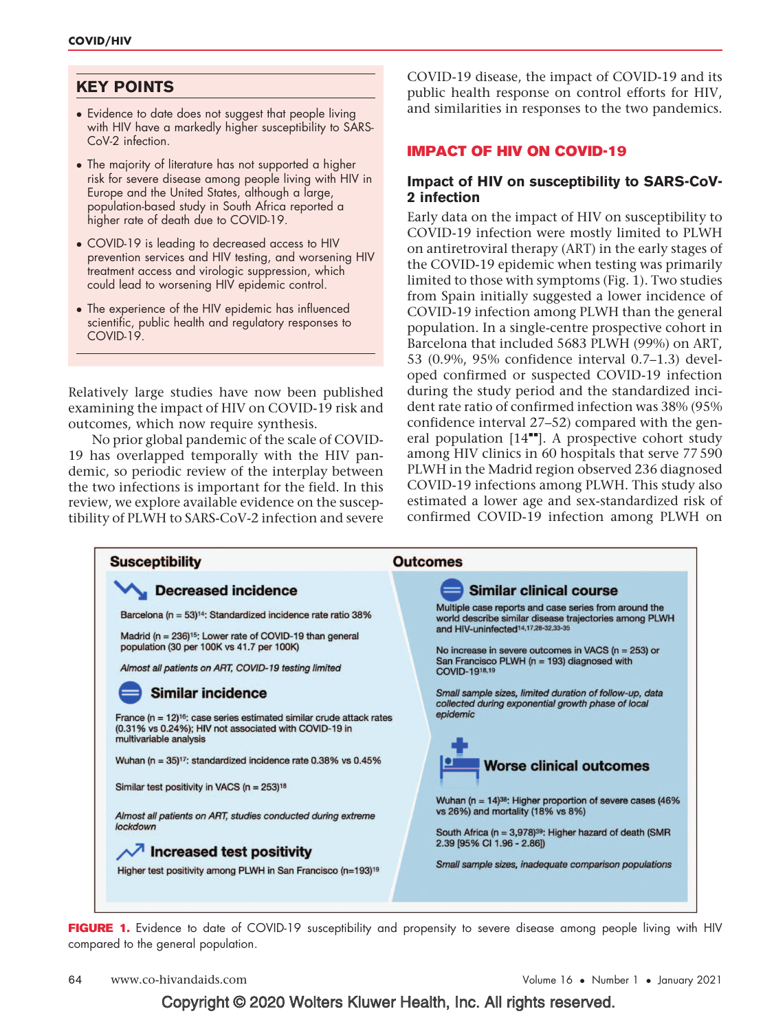## KEY POINTS

- Evidence to date does not suggest that people living with HIV have a markedly higher susceptibility to SARS-CoV-2 infection.
- The majority of literature has not supported a higher risk for severe disease among people living with HIV in Europe and the United States, although a large, population-based study in South Africa reported a higher rate of death due to COVID-19.
- COVID-19 is leading to decreased access to HIV prevention services and HIV testing, and worsening HIV treatment access and virologic suppression, which could lead to worsening HIV epidemic control.
- The experience of the HIV epidemic has influenced scientific, public health and regulatory responses to COVID-19.

Relatively large studies have now been published examining the impact of HIV on COVID-19 risk and outcomes, which now require synthesis.

No prior global pandemic of the scale of COVID-19 has overlapped temporally with the HIV pandemic, so periodic review of the interplay between the two infections is important for the field. In this review, we explore available evidence on the susceptibility of PLWH to SARS-CoV-2 infection and severe COVID-19 disease, the impact of COVID-19 and its public health response on control efforts for HIV, and similarities in responses to the two pandemics.

## IMPACT OF HIV ON COVID-19

### Impact of HIV on susceptibility to SARS-CoV-2 infection

Early data on the impact of HIV on susceptibility to COVID-19 infection were mostly limited to PLWH on antiretroviral therapy (ART) in the early stages of the COVID-19 epidemic when testing was primarily limited to those with symptoms (Fig. 1). Two studies from Spain initially suggested a lower incidence of COVID-19 infection among PLWH than the general population. In a single-centre prospective cohort in Barcelona that included 5683 PLWH (99%) on ART, 53 (0.9%, 95% confidence interval 0.7–1.3) developed confirmed or suspected COVID-19 infection during the study period and the standardized incident rate ratio of confirmed infection was 38% (95% confidence interval 27–52) compared with the general population [14▪▪]. A prospective cohort study among HIV clinics in 60 hospitals that serve 77 590 PLWH in the Madrid region observed 236 diagnosed COVID-19 infections among PLWH. This study also estimated a lower age and sex-standardized risk of confirmed COVID-19 infection among PLWH on

**Susceptibility**

**Decreased incidence**

Barcelona (n = 53)[14]: Standardized incidence rate ratio 38%

Madrid (n = 236)[15]: Lower rate of COVID-19 than general population (30 per 100K vs 41.7 per 100K)

*Almost all patients on ART, COVID-19 testing limited*

**Similar incidence**

France (n = 12)[16]: case series estimated similar crude attack rates (0.31% vs 0.24%); HIV not associated with COVID-19 in multivariable analysis

Wuhan (n = 35)[17]: standardized incidence rate 0.38% vs 0.45%

Similar test positivity in VACS (n = 253)[18]

*Almost all patients on ART, studies conducted during extreme lockdown*

**Increased test positivity**

Higher test positivity among PLWH in San Francisco (n=193)[19]

**Outcomes**

**Similar clinical course**

Multiple case reports and case series from around the world describe similar disease trajectories among PLWH and HIV-uninfected[14,17,28-32,33-35]

No increase in severe outcomes in VACS (n = 253) or San Francisco PLWH (n = 193) diagnosed with COVID-19[18,19]

*Small sample sizes, limited duration of follow-up, data collected during exponential growth phase of local epidemic*

**Worse clinical outcomes**

Wuhan (n = 14)[38]: Higher proportion of severe cases (46% vs 26%) and mortality (18% vs 8%)

South Africa (n = 3,978)[39]: Higher hazard of death (SMR 2.39 [95% CI 1.96 - 2.86])

*Small sample sizes, inadequate comparison populations*

**FIGURE 1.** Evidence to date of COVID-19 susceptibility and propensity to severe disease among people living with HIV compared to the general population.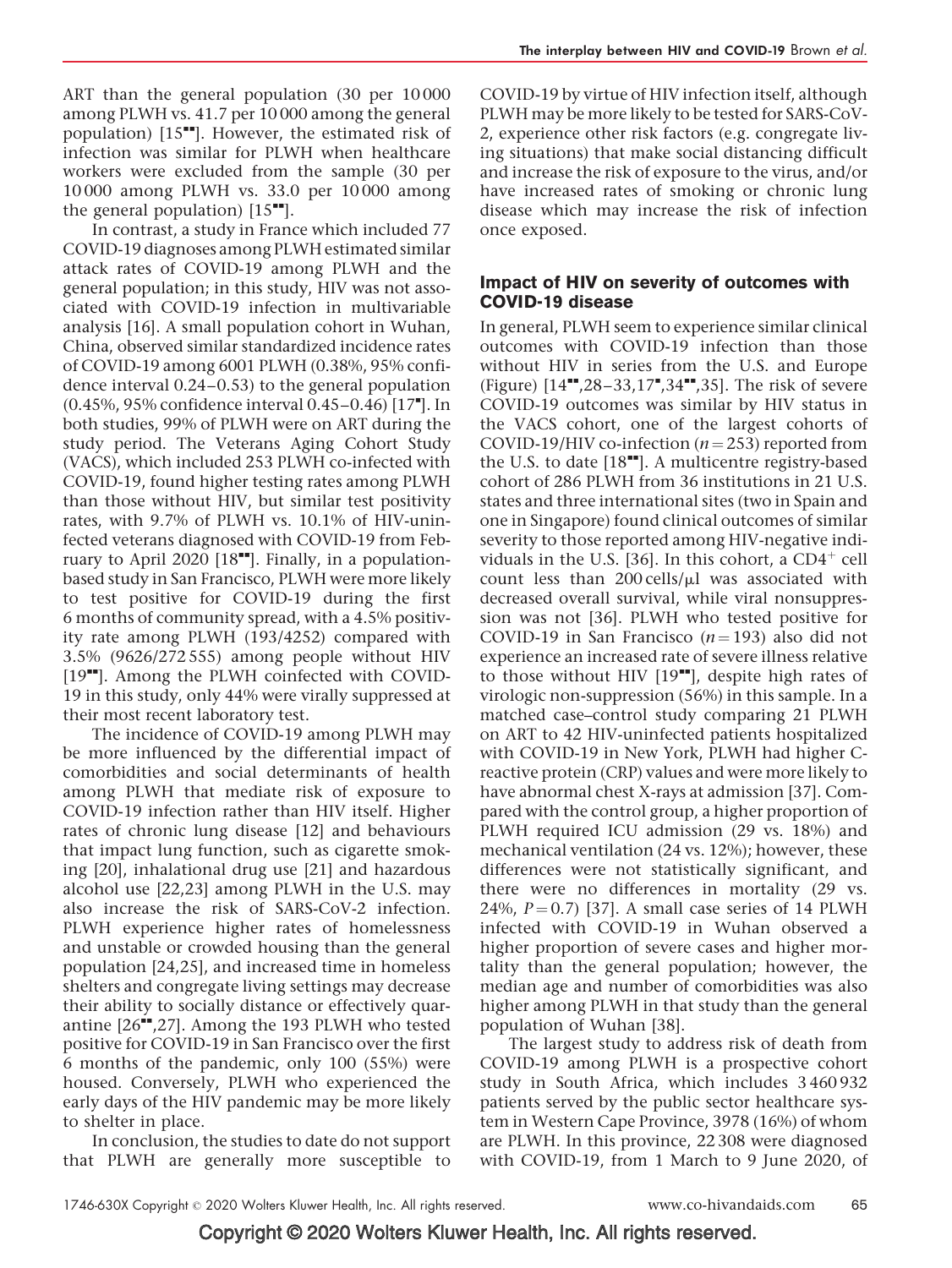ART than the general population (30 per 10 000 among PLWH vs. 41.7 per 10 000 among the general population) [15▪▪]. However, the estimated risk of infection was similar for PLWH when healthcare workers were excluded from the sample (30 per 10 000 among PLWH vs. 33.0 per 10 000 among the general population) [15▪▪].

In contrast, a study in France which included 77 COVID-19 diagnoses among PLWH estimated similar attack rates of COVID-19 among PLWH and the general population; in this study, HIV was not associated with COVID-19 infection in multivariable analysis [16]. A small population cohort in Wuhan, China, observed similar standardized incidence rates of COVID-19 among 6001 PLWH (0.38%, 95% confidence interval 0.24–0.53) to the general population (0.45%, 95% confidence interval 0.45–0.46) [17▪]. In both studies, 99% of PLWH were on ART during the study period. The Veterans Aging Cohort Study (VACS), which included 253 PLWH co-infected with COVID-19, found higher testing rates among PLWH than those without HIV, but similar test positivity rates, with 9.7% of PLWH vs. 10.1% of HIV-uninfected veterans diagnosed with COVID-19 from February to April 2020 [18▪▪]. Finally, in a population-based study in San Francisco, PLWH were more likely to test positive for COVID-19 during the first 6 months of community spread, with a 4.5% positivity rate among PLWH (193/4252) compared with 3.5% (9626/272 555) among people without HIV [19▪▪]. Among the PLWH coinfected with COVID-19 in this study, only 44% were virally suppressed at their most recent laboratory test.

The incidence of COVID-19 among PLWH may be more influenced by the differential impact of comorbidities and social determinants of health among PLWH that mediate risk of exposure to COVID-19 infection rather than HIV itself. Higher rates of chronic lung disease [12] and behaviours that impact lung function, such as cigarette smoking [20], inhalational drug use [21] and hazardous alcohol use [22,23] among PLWH in the U.S. may also increase the risk of SARS-CoV-2 infection. PLWH experience higher rates of homelessness and unstable or crowded housing than the general population [24,25], and increased time in homeless shelters and congregate living settings may decrease their ability to socially distance or effectively quarantine [26▪▪,27]. Among the 193 PLWH who tested positive for COVID-19 in San Francisco over the first 6 months of the pandemic, only 100 (55%) were housed. Conversely, PLWH who experienced the early days of the HIV pandemic may be more likely to shelter in place.

In conclusion, the studies to date do not support that PLWH are generally more susceptible to COVID-19 by virtue of HIV infection itself, although PLWH may be more likely to be tested for SARS-CoV-2, experience other risk factors (e.g. congregate living situations) that make social distancing difficult and increase the risk of exposure to the virus, and/or have increased rates of smoking or chronic lung disease which may increase the risk of infection once exposed.

## Impact of HIV on severity of outcomes with COVID-19 disease

In general, PLWH seem to experience similar clinical outcomes with COVID-19 infection than those without HIV in series from the U.S. and Europe (Figure) [14▪▪,28–33,17▪,34▪▪,35]. The risk of severe COVID-19 outcomes was similar by HIV status in the VACS cohort, one of the largest cohorts of COVID-19/HIV co-infection ($n = 253$) reported from the U.S. to date [18▪▪]. A multicentre registry-based cohort of 286 PLWH from 36 institutions in 21 U.S. states and three international sites (two in Spain and one in Singapore) found clinical outcomes of similar severity to those reported among HIV-negative individuals in the U.S. [36]. In this cohort, a $CD4^+$ cell count less than 200 cells/μl was associated with decreased overall survival, while viral nonsuppression was not [36]. PLWH who tested positive for COVID-19 in San Francisco ($n = 193$) also did not experience an increased rate of severe illness relative to those without HIV [19▪▪], despite high rates of virologic non-suppression (56%) in this sample. In a matched case–control study comparing 21 PLWH on ART to 42 HIV-uninfected patients hospitalized with COVID-19 in New York, PLWH had higher C-reactive protein (CRP) values and were more likely to have abnormal chest X-rays at admission [37]. Compared with the control group, a higher proportion of PLWH required ICU admission (29 vs. 18%) and mechanical ventilation (24 vs. 12%); however, these differences were not statistically significant, and there were no differences in mortality (29 vs. 24%, $P = 0.7$) [37]. A small case series of 14 PLWH infected with COVID-19 in Wuhan observed a higher proportion of severe cases and higher mortality than the general population; however, the median age and number of comorbidities was also higher among PLWH in that study than the general population of Wuhan [38].

The largest study to address risk of death from COVID-19 among PLWH is a prospective cohort study in South Africa, which includes 3 460 932 patients served by the public sector healthcare system in Western Cape Province, 3978 (16%) of whom are PLWH. In this province, 22 308 were diagnosed with COVID-19, from 1 March to 9 June 2020, of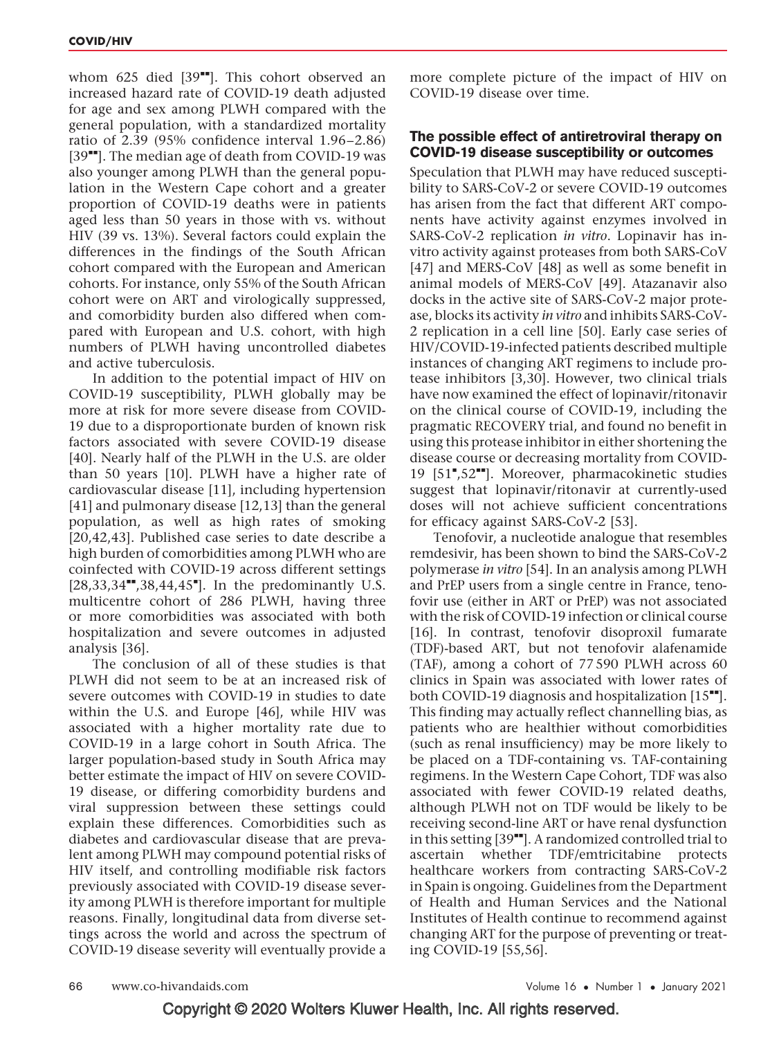whom 625 died [39▪▪]. This cohort observed an increased hazard rate of COVID-19 death adjusted for age and sex among PLWH compared with the general population, with a standardized mortality ratio of 2.39 (95% confidence interval 1.96–2.86) [39▪▪]. The median age of death from COVID-19 was also younger among PLWH than the general population in the Western Cape cohort and a greater proportion of COVID-19 deaths were in patients aged less than 50 years in those with vs. without HIV (39 vs. 13%). Several factors could explain the differences in the findings of the South African cohort compared with the European and American cohorts. For instance, only 55% of the South African cohort were on ART and virologically suppressed, and comorbidity burden also differed when compared with European and U.S. cohort, with high numbers of PLWH having uncontrolled diabetes and active tuberculosis.

In addition to the potential impact of HIV on COVID-19 susceptibility, PLWH globally may be more at risk for more severe disease from COVID-19 due to a disproportionate burden of known risk factors associated with severe COVID-19 disease [40]. Nearly half of the PLWH in the U.S. are older than 50 years [10]. PLWH have a higher rate of cardiovascular disease [11], including hypertension [41] and pulmonary disease [12,13] than the general population, as well as high rates of smoking [20,42,43]. Published case series to date describe a high burden of comorbidities among PLWH who are coinfected with COVID-19 across different settings [28,33,34▪▪,38,44,45▪]. In the predominantly U.S. multicentre cohort of 286 PLWH, having three or more comorbidities was associated with both hospitalization and severe outcomes in adjusted analysis [36].

The conclusion of all of these studies is that PLWH did not seem to be at an increased risk of severe outcomes with COVID-19 in studies to date within the U.S. and Europe [46], while HIV was associated with a higher mortality rate due to COVID-19 in a large cohort in South Africa. The larger population-based study in South Africa may better estimate the impact of HIV on severe COVID-19 disease, or differing comorbidity burdens and viral suppression between these settings could explain these differences. Comorbidities such as diabetes and cardiovascular disease that are prevalent among PLWH may compound potential risks of HIV itself, and controlling modifiable risk factors previously associated with COVID-19 disease severity among PLWH is therefore important for multiple reasons. Finally, longitudinal data from diverse settings across the world and across the spectrum of COVID-19 disease severity will eventually provide a more complete picture of the impact of HIV on COVID-19 disease over time.

## The possible effect of antiretroviral therapy on COVID-19 disease susceptibility or outcomes

Speculation that PLWH may have reduced susceptibility to SARS-CoV-2 or severe COVID-19 outcomes has arisen from the fact that different ART components have activity against enzymes involved in SARS-CoV-2 replication *in vitro*. Lopinavir has in-vitro activity against proteases from both SARS-CoV [47] and MERS-CoV [48] as well as some benefit in animal models of MERS-CoV [49]. Atazanavir also docks in the active site of SARS-CoV-2 major protease, blocks its activity *in vitro* and inhibits SARS-CoV-2 replication in a cell line [50]. Early case series of HIV/COVID-19-infected patients described multiple instances of changing ART regimens to include protease inhibitors [3,30]. However, two clinical trials have now examined the effect of lopinavir/ritonavir on the clinical course of COVID-19, including the pragmatic RECOVERY trial, and found no benefit in using this protease inhibitor in either shortening the disease course or decreasing mortality from COVID-19 [51▪,52▪▪]. Moreover, pharmacokinetic studies suggest that lopinavir/ritonavir at currently-used doses will not achieve sufficient concentrations for efficacy against SARS-CoV-2 [53].

Tenofovir, a nucleotide analogue that resembles remdesivir, has been shown to bind the SARS-CoV-2 polymerase *in vitro* [54]. In an analysis among PLWH and PrEP users from a single centre in France, tenofovir use (either in ART or PrEP) was not associated with the risk of COVID-19 infection or clinical course [16]. In contrast, tenofovir disoproxil fumarate (TDF)-based ART, but not tenofovir alafenamide (TAF), among a cohort of 77 590 PLWH across 60 clinics in Spain was associated with lower rates of both COVID-19 diagnosis and hospitalization [15▪▪]. This finding may actually reflect channelling bias, as patients who are healthier without comorbidities (such as renal insufficiency) may be more likely to be placed on a TDF-containing vs. TAF-containing regimens. In the Western Cape Cohort, TDF was also associated with fewer COVID-19 related deaths, although PLWH not on TDF would be likely to be receiving second-line ART or have renal dysfunction in this setting [39▪▪]. A randomized controlled trial to ascertain whether TDF/emtricitabine protects healthcare workers from contracting SARS-CoV-2 in Spain is ongoing. Guidelines from the Department of Health and Human Services and the National Institutes of Health continue to recommend against changing ART for the purpose of preventing or treating COVID-19 [55,56].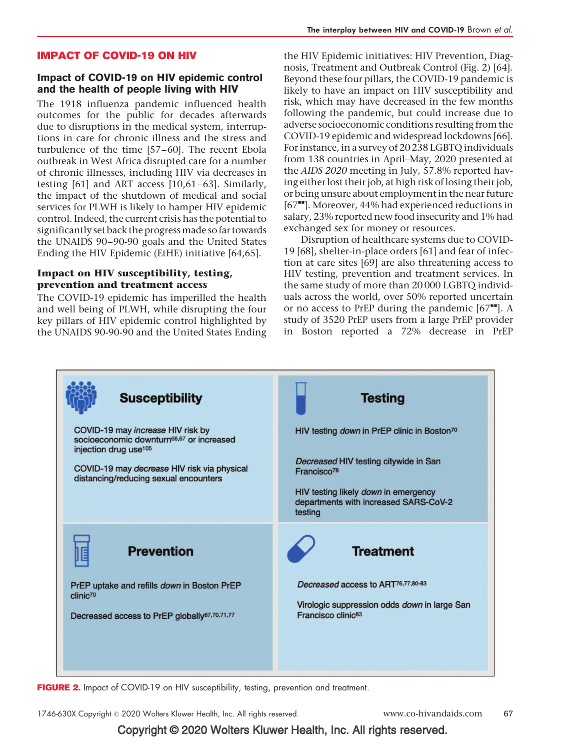## IMPACT OF COVID-19 ON HIV

### Impact of COVID-19 on HIV epidemic control and the health of people living with HIV

The 1918 influenza pandemic influenced health outcomes for the public for decades afterwards due to disruptions in the medical system, interruptions in care for chronic illness and the stress and turbulence of the time [57–60]. The recent Ebola outbreak in West Africa disrupted care for a number of chronic illnesses, including HIV via decreases in testing [61] and ART access [10,61–63]. Similarly, the impact of the shutdown of medical and social services for PLWH is likely to hamper HIV epidemic control. Indeed, the current crisis has the potential to significantly set back the progress made so far towards the UNAIDS 90–90-90 goals and the United States Ending the HIV Epidemic (EtHE) initiative [64,65].

### Impact on HIV susceptibility, testing, prevention and treatment access

The COVID-19 epidemic has imperilled the health and well being of PLWH, while disrupting the four key pillars of HIV epidemic control highlighted by the UNAIDS 90-90-90 and the United States Ending the HIV Epidemic initiatives: HIV Prevention, Diagnosis, Treatment and Outbreak Control (Fig. 2) [64]. Beyond these four pillars, the COVID-19 pandemic is likely to have an impact on HIV susceptibility and risk, which may have decreased in the few months following the pandemic, but could increase due to adverse socioeconomic conditions resulting from the COVID-19 epidemic and widespread lockdowns [66]. For instance, in a survey of 20 238 LGBTQ individuals from 138 countries in April–May, 2020 presented at the *AIDS 2020* meeting in July, 57.8% reported having either lost their job, at high risk of losing their job, or being unsure about employment in the near future [67■■]. Moreover, 44% had experienced reductions in salary, 23% reported new food insecurity and 1% had exchanged sex for money or resources.

Disruption of healthcare systems due to COVID-19 [68], shelter-in-place orders [61] and fear of infection at care sites [69] are also threatening access to HIV testing, prevention and treatment services. In the same study of more than 20 000 LGBTQ individuals across the world, over 50% reported uncertain or no access to PrEP during the pandemic [67■■]. A study of 3520 PrEP users from a large PrEP provider in Boston reported a 72% decrease in PrEP

| **Susceptibility** | **Testing** |
|---|---|
| COVID-19 may *increase* HIV risk by socioeconomic downturn[66,67] or increased injection drug use[105]<br><br>COVID-19 may *decrease* HIV risk via physical distancing/reducing sexual encounters | HIV testing *down* in PrEP clinic in Boston[70]<br><br>*Decreased* HIV testing citywide in San Francisco[78]<br><br>HIV testing likely *down* in emergency departments with increased SARS-CoV-2 testing |
| **Prevention** | **Treatment** |
| PrEP uptake and refills *down* in Boston PrEP clinic[70]<br><br>Decreased access to PrEP globally[67,70,71,77] | *Decreased* access to ART[76,77,80-83]<br><br>Virologic suppression odds *down* in large San Francisco clinic[83] |

**FIGURE 2.** Impact of COVID-19 on HIV susceptibility, testing, prevention and treatment.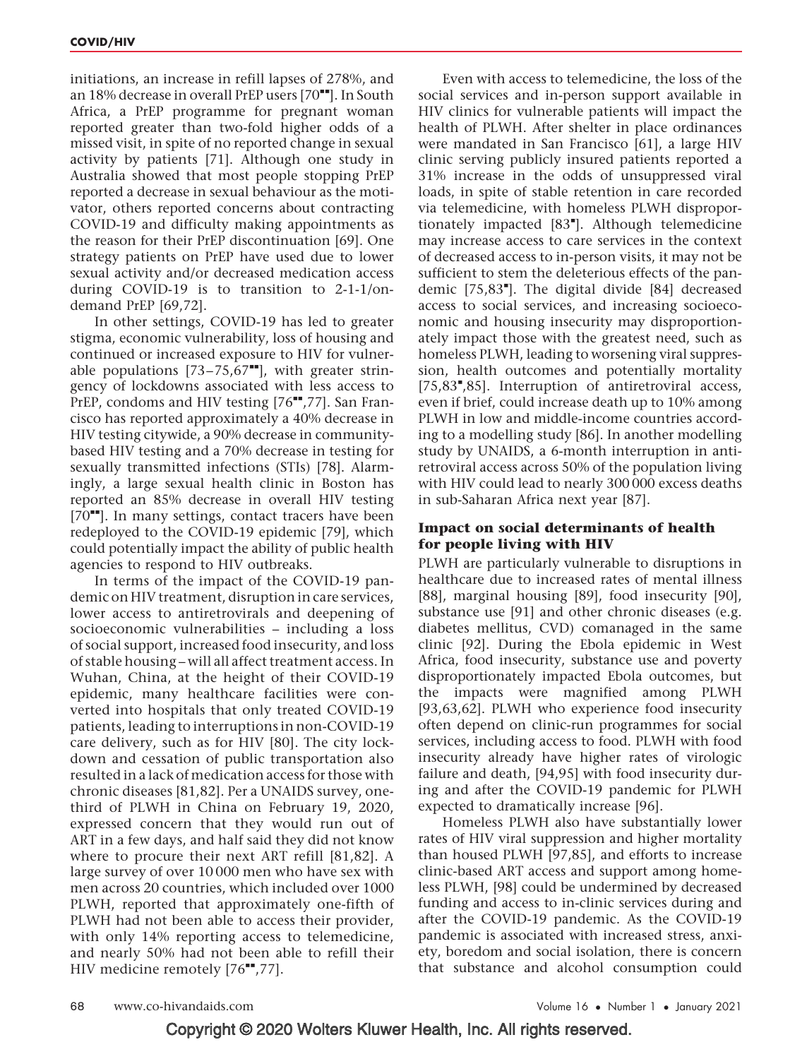initiations, an increase in refill lapses of 278%, and an 18% decrease in overall PrEP users [70■■]. In South Africa, a PrEP programme for pregnant woman reported greater than two-fold higher odds of a missed visit, in spite of no reported change in sexual activity by patients [71]. Although one study in Australia showed that most people stopping PrEP reported a decrease in sexual behaviour as the motivator, others reported concerns about contracting COVID-19 and difficulty making appointments as the reason for their PrEP discontinuation [69]. One strategy patients on PrEP have used due to lower sexual activity and/or decreased medication access during COVID-19 is to transition to 2-1-1/on-demand PrEP [69,72].

In other settings, COVID-19 has led to greater stigma, economic vulnerability, loss of housing and continued or increased exposure to HIV for vulnerable populations [73–75,67■■], with greater stringency of lockdowns associated with less access to PrEP, condoms and HIV testing [76■■,77]. San Francisco has reported approximately a 40% decrease in HIV testing citywide, a 90% decrease in community-based HIV testing and a 70% decrease in testing for sexually transmitted infections (STIs) [78]. Alarmingly, a large sexual health clinic in Boston has reported an 85% decrease in overall HIV testing [70■■]. In many settings, contact tracers have been redeployed to the COVID-19 epidemic [79], which could potentially impact the ability of public health agencies to respond to HIV outbreaks.

In terms of the impact of the COVID-19 pandemic on HIV treatment, disruption in care services, lower access to antiretrovirals and deepening of socioeconomic vulnerabilities – including a loss of social support, increased food insecurity, and loss of stable housing – will all affect treatment access. In Wuhan, China, at the height of their COVID-19 epidemic, many healthcare facilities were converted into hospitals that only treated COVID-19 patients, leading to interruptions in non-COVID-19 care delivery, such as for HIV [80]. The city lockdown and cessation of public transportation also resulted in a lack of medication access for those with chronic diseases [81,82]. Per a UNAIDS survey, one-third of PLWH in China on February 19, 2020, expressed concern that they would run out of ART in a few days, and half said they did not know where to procure their next ART refill [81,82]. A large survey of over 10 000 men who have sex with men across 20 countries, which included over 1000 PLWH, reported that approximately one-fifth of PLWH had not been able to access their provider, with only 14% reporting access to telemedicine, and nearly 50% had not been able to refill their HIV medicine remotely [76■■,77].

Even with access to telemedicine, the loss of the social services and in-person support available in HIV clinics for vulnerable patients will impact the health of PLWH. After shelter in place ordinances were mandated in San Francisco [61], a large HIV clinic serving publicly insured patients reported a 31% increase in the odds of unsuppressed viral loads, in spite of stable retention in care recorded via telemedicine, with homeless PLWH disproportionately impacted [83■]. Although telemedicine may increase access to care services in the context of decreased access to in-person visits, it may not be sufficient to stem the deleterious effects of the pandemic [75,83■]. The digital divide [84] decreased access to social services, and increasing socioeconomic and housing insecurity may disproportionately impact those with the greatest need, such as homeless PLWH, leading to worsening viral suppression, health outcomes and potentially mortality [75,83■,85]. Interruption of antiretroviral access, even if brief, could increase death up to 10% among PLWH in low and middle-income countries according to a modelling study [86]. In another modelling study by UNAIDS, a 6-month interruption in antiretroviral access across 50% of the population living with HIV could lead to nearly 300 000 excess deaths in sub-Saharan Africa next year [87].

### Impact on social determinants of health for people living with HIV

PLWH are particularly vulnerable to disruptions in healthcare due to increased rates of mental illness [88], marginal housing [89], food insecurity [90], substance use [91] and other chronic diseases (e.g. diabetes mellitus, CVD) comanaged in the same clinic [92]. During the Ebola epidemic in West Africa, food insecurity, substance use and poverty disproportionately impacted Ebola outcomes, but the impacts were magnified among PLWH [93,63,62]. PLWH who experience food insecurity often depend on clinic-run programmes for social services, including access to food. PLWH with food insecurity already have higher rates of virologic failure and death, [94,95] with food insecurity during and after the COVID-19 pandemic for PLWH expected to dramatically increase [96].

Homeless PLWH also have substantially lower rates of HIV viral suppression and higher mortality than housed PLWH [97,85], and efforts to increase clinic-based ART access and support among homeless PLWH, [98] could be undermined by decreased funding and access to in-clinic services during and after the COVID-19 pandemic. As the COVID-19 pandemic is associated with increased stress, anxiety, boredom and social isolation, there is concern that substance and alcohol consumption could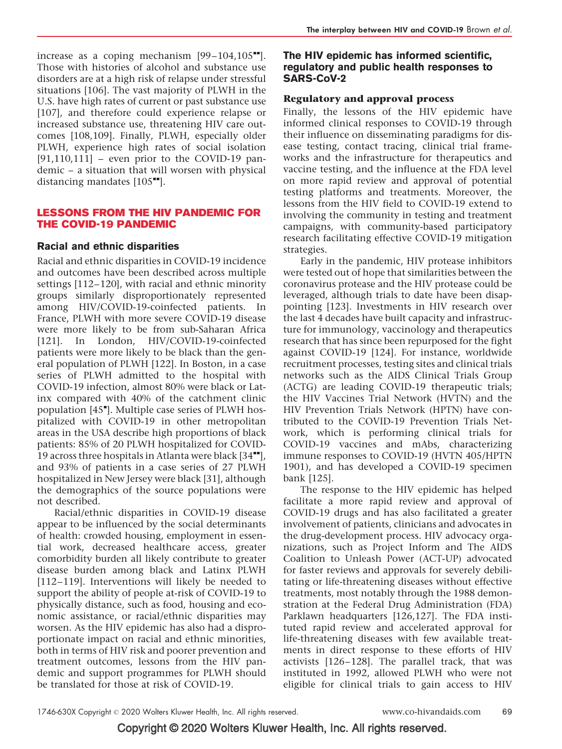increase as a coping mechanism [99–104,105■■]. Those with histories of alcohol and substance use disorders are at a high risk of relapse under stressful situations [106]. The vast majority of PLWH in the U.S. have high rates of current or past substance use [107], and therefore could experience relapse or increased substance use, threatening HIV care outcomes [108,109]. Finally, PLWH, especially older PLWH, experience high rates of social isolation [91,110,111] – even prior to the COVID-19 pandemic – a situation that will worsen with physical distancing mandates [105■■].

## LESSONS FROM THE HIV PANDEMIC FOR THE COVID-19 PANDEMIC

### Racial and ethnic disparities

Racial and ethnic disparities in COVID-19 incidence and outcomes have been described across multiple settings [112–120], with racial and ethnic minority groups similarly disproportionately represented among HIV/COVID-19-coinfected patients. In France, PLWH with more severe COVID-19 disease were more likely to be from sub-Saharan Africa [121]. In London, HIV/COVID-19-coinfected patients were more likely to be black than the general population of PLWH [122]. In Boston, in a case series of PLWH admitted to the hospital with COVID-19 infection, almost 80% were black or Latinx compared with 40% of the catchment clinic population [45■]. Multiple case series of PLWH hospitalized with COVID-19 in other metropolitan areas in the USA describe high proportions of black patients: 85% of 20 PLWH hospitalized for COVID-19 across three hospitals in Atlanta were black [34■■], and 93% of patients in a case series of 27 PLWH hospitalized in New Jersey were black [31], although the demographics of the source populations were not described.

Racial/ethnic disparities in COVID-19 disease appear to be influenced by the social determinants of health: crowded housing, employment in essential work, decreased healthcare access, greater comorbidity burden all likely contribute to greater disease burden among black and Latinx PLWH [112–119]. Interventions will likely be needed to support the ability of people at-risk of COVID-19 to physically distance, such as food, housing and economic assistance, or racial/ethnic disparities may worsen. As the HIV epidemic has also had a disproportionate impact on racial and ethnic minorities, both in terms of HIV risk and poorer prevention and treatment outcomes, lessons from the HIV pandemic and support programmes for PLWH should be translated for those at risk of COVID-19.

### The HIV epidemic has informed scientific, regulatory and public health responses to SARS-CoV-2

#### Regulatory and approval process

Finally, the lessons of the HIV epidemic have informed clinical responses to COVID-19 through their influence on disseminating paradigms for disease testing, contact tracing, clinical trial frameworks and the infrastructure for therapeutics and vaccine testing, and the influence at the FDA level on more rapid review and approval of potential testing platforms and treatments. Moreover, the lessons from the HIV field to COVID-19 extend to involving the community in testing and treatment campaigns, with community-based participatory research facilitating effective COVID-19 mitigation strategies.

Early in the pandemic, HIV protease inhibitors were tested out of hope that similarities between the coronavirus protease and the HIV protease could be leveraged, although trials to date have been disappointing [123]. Investments in HIV research over the last 4 decades have built capacity and infrastructure for immunology, vaccinology and therapeutics research that has since been repurposed for the fight against COVID-19 [124]. For instance, worldwide recruitment processes, testing sites and clinical trials networks such as the AIDS Clinical Trials Group (ACTG) are leading COVID-19 therapeutic trials; the HIV Vaccines Trial Network (HVTN) and the HIV Prevention Trials Network (HPTN) have contributed to the COVID-19 Prevention Trials Network, which is performing clinical trials for COVID-19 vaccines and mAbs, characterizing immune responses to COVID-19 (HVTN 405/HPTN 1901), and has developed a COVID-19 specimen bank [125].

The response to the HIV epidemic has helped facilitate a more rapid review and approval of COVID-19 drugs and has also facilitated a greater involvement of patients, clinicians and advocates in the drug-development process. HIV advocacy organizations, such as Project Inform and The AIDS Coalition to Unleash Power (ACT-UP) advocated for faster reviews and approvals for severely debilitating or life-threatening diseases without effective treatments, most notably through the 1988 demonstration at the Food and Drug Administration (FDA) Parklawn headquarters [126,127]. The FDA instituted rapid review and accelerated approval for life-threatening diseases with few available treatments in direct response to these efforts of HIV activists [126–128]. The parallel track, that was instituted in 1992, allowed PLWH who were not eligible for clinical trials to gain access to HIV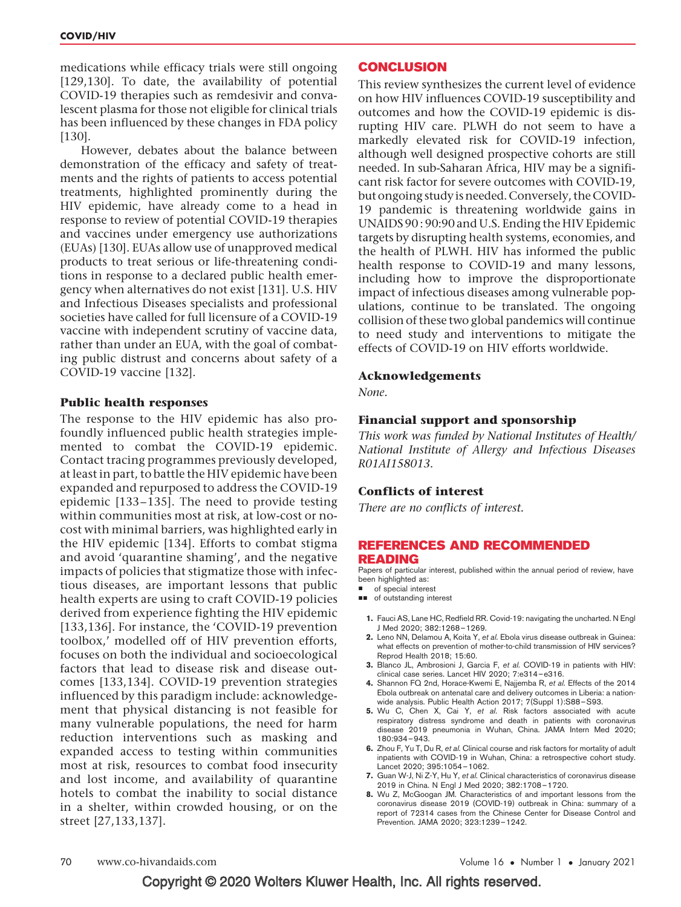medications while efficacy trials were still ongoing [129,130]. To date, the availability of potential COVID-19 therapies such as remdesivir and convalescent plasma for those not eligible for clinical trials has been influenced by these changes in FDA policy [130].

However, debates about the balance between demonstration of the efficacy and safety of treatments and the rights of patients to access potential treatments, highlighted prominently during the HIV epidemic, have already come to a head in response to review of potential COVID-19 therapies and vaccines under emergency use authorizations (EUAs) [130]. EUAs allow use of unapproved medical products to treat serious or life-threatening conditions in response to a declared public health emergency when alternatives do not exist [131]. U.S. HIV and Infectious Diseases specialists and professional societies have called for full licensure of a COVID-19 vaccine with independent scrutiny of vaccine data, rather than under an EUA, with the goal of combating public distrust and concerns about safety of a COVID-19 vaccine [132].

### Public health responses

The response to the HIV epidemic has also profoundly influenced public health strategies implemented to combat the COVID-19 epidemic. Contact tracing programmes previously developed, at least in part, to battle the HIV epidemic have been expanded and repurposed to address the COVID-19 epidemic [133–135]. The need to provide testing within communities most at risk, at low-cost or no-cost with minimal barriers, was highlighted early in the HIV epidemic [134]. Efforts to combat stigma and avoid 'quarantine shaming', and the negative impacts of policies that stigmatize those with infectious diseases, are important lessons that public health experts are using to craft COVID-19 policies derived from experience fighting the HIV epidemic [133,136]. For instance, the 'COVID-19 prevention toolbox,' modelled off of HIV prevention efforts, focuses on both the individual and socioecological factors that lead to disease risk and disease outcomes [133,134]. COVID-19 prevention strategies influenced by this paradigm include: acknowledgement that physical distancing is not feasible for many vulnerable populations, the need for harm reduction interventions such as masking and expanded access to testing within communities most at risk, resources to combat food insecurity and lost income, and availability of quarantine hotels to combat the inability to social distance in a shelter, within crowded housing, or on the street [27,133,137].

## CONCLUSION

This review synthesizes the current level of evidence on how HIV influences COVID-19 susceptibility and outcomes and how the COVID-19 epidemic is disrupting HIV care. PLWH do not seem to have a markedly elevated risk for COVID-19 infection, although well designed prospective cohorts are still needed. In sub-Saharan Africa, HIV may be a significant risk factor for severe outcomes with COVID-19, but ongoing study is needed. Conversely, the COVID-19 pandemic is threatening worldwide gains in UNAIDS 90 : 90:90 and U.S. Ending the HIV Epidemic targets by disrupting health systems, economies, and the health of PLWH. HIV has informed the public health response to COVID-19 and many lessons, including how to improve the disproportionate impact of infectious diseases among vulnerable populations, continue to be translated. The ongoing collision of these two global pandemics will continue to need study and interventions to mitigate the effects of COVID-19 on HIV efforts worldwide.

### Acknowledgements

*None.*

### Financial support and sponsorship

*This work was funded by National Institutes of Health/National Institute of Allergy and Infectious Diseases R01AI158013.*

### Conflicts of interest

*There are no conflicts of interest.*

## REFERENCES AND RECOMMENDED READING

Papers of particular interest, published within the annual period of review, have been highlighted as:

- ▪ of special interest
- ▪▪ of outstanding interest

1. Fauci AS, Lane HC, Redfield RR. Covid-19: navigating the uncharted. N Engl J Med 2020; 382:1268–1269.
2. Leno NN, Delamou A, Koita Y, *et al.* Ebola virus disease outbreak in Guinea: what effects on prevention of mother-to-child transmission of HIV services? Reprod Health 2018; 15:60.
3. Blanco JL, Ambrosioni J, Garcia F, *et al.* COVID-19 in patients with HIV: clinical case series. Lancet HIV 2020; 7:e314–e316.
4. Shannon FQ 2nd, Horace-Kwemi E, Najjemba R, *et al.* Effects of the 2014 Ebola outbreak on antenatal care and delivery outcomes in Liberia: a nationwide analysis. Public Health Action 2017; 7(Suppl 1):S88–S93.
5. Wu C, Chen X, Cai Y, *et al.* Risk factors associated with acute respiratory distress syndrome and death in patients with coronavirus disease 2019 pneumonia in Wuhan, China. JAMA Intern Med 2020; 180:934–943.
6. Zhou F, Yu T, Du R, *et al.* Clinical course and risk factors for mortality of adult inpatients with COVID-19 in Wuhan, China: a retrospective cohort study. Lancet 2020; 395:1054–1062.
7. Guan W-J, Ni Z-Y, Hu Y, *et al.* Clinical characteristics of coronavirus disease 2019 in China. N Engl J Med 2020; 382:1708–1720.
8. Wu Z, McGoogan JM. Characteristics of and important lessons from the coronavirus disease 2019 (COVID-19) outbreak in China: summary of a report of 72314 cases from the Chinese Center for Disease Control and Prevention. JAMA 2020; 323:1239–1242.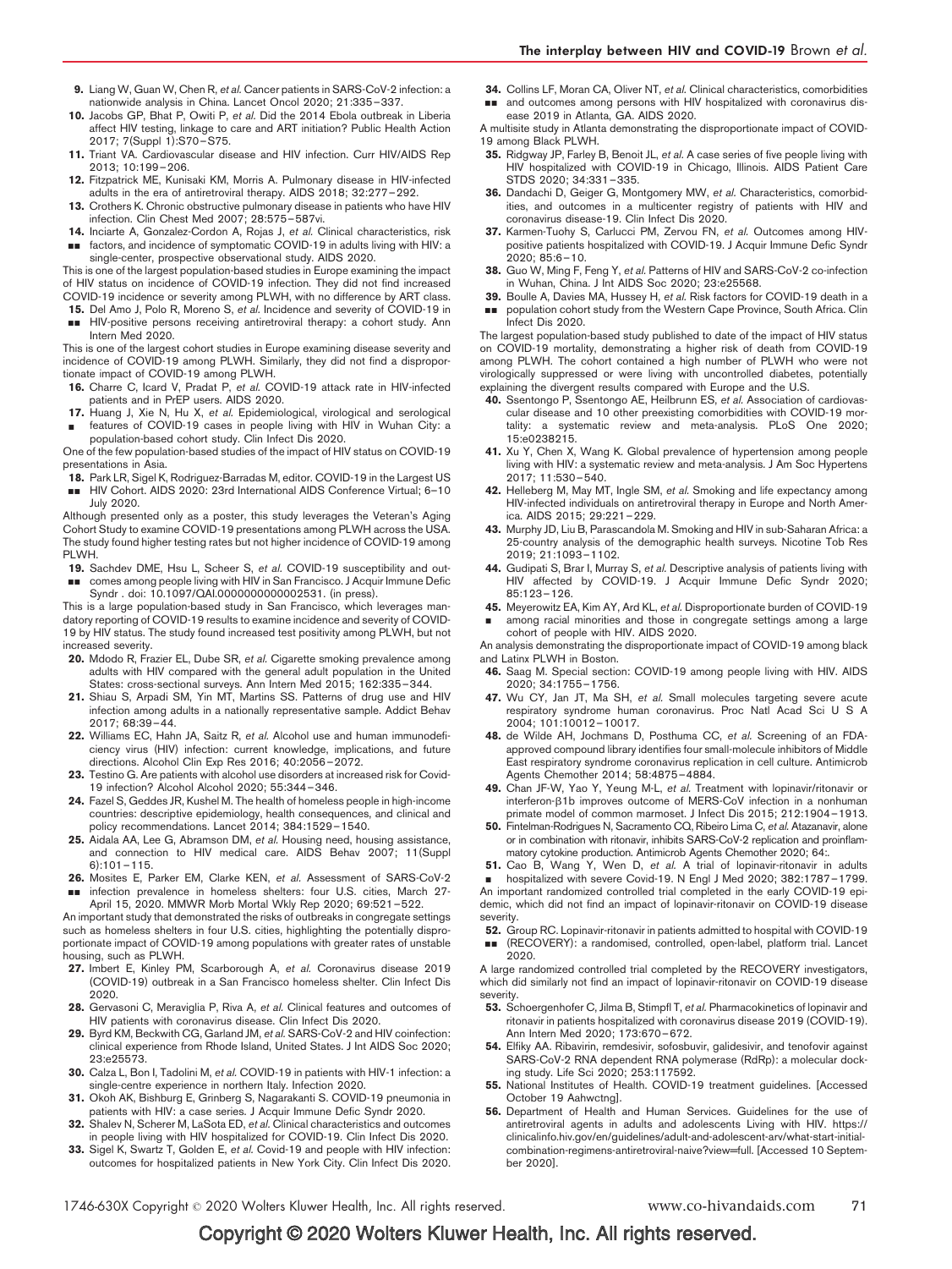9. Liang W, Guan W, Chen R, *et al.* Cancer patients in SARS-CoV-2 infection: a nationwide analysis in China. Lancet Oncol 2020; 21:335–337.
10. Jacobs GP, Bhat P, Owiti P, *et al.* Did the 2014 Ebola outbreak in Liberia affect HIV testing, linkage to care and ART initiation? Public Health Action 2017; 7(Suppl 1):S70–S75.
11. Triant VA. Cardiovascular disease and HIV infection. Curr HIV/AIDS Rep 2013; 10:199–206.
12. Fitzpatrick ME, Kunisaki KM, Morris A. Pulmonary disease in HIV-infected adults in the era of antiretroviral therapy. AIDS 2018; 32:277–292.
13. Crothers K. Chronic obstructive pulmonary disease in patients who have HIV infection. Clin Chest Med 2007; 28:575–587vi.
14. ▪▪ Inciarte A, Gonzalez-Cordon A, Rojas J, *et al.* Clinical characteristics, risk factors, and incidence of symptomatic COVID-19 in adults living with HIV: a single-center, prospective observational study. AIDS 2020.

This is one of the largest population-based studies in Europe examining the impact of HIV status on incidence of COVID-19 infection. They did not find increased COVID-19 incidence or severity among PLWH, with no difference by ART class.

15. ▪▪ Del Amo J, Polo R, Moreno S, *et al.* Incidence and severity of COVID-19 in HIV-positive persons receiving antiretroviral therapy: a cohort study. Ann Intern Med 2020.

This is one of the largest cohort studies in Europe examining disease severity and incidence of COVID-19 among PLWH. Similarly, they did not find a disproportionate impact of COVID-19 among PLWH.

16. Charre C, Icard V, Pradat P, *et al.* COVID-19 attack rate in HIV-infected patients and in PrEP users. AIDS 2020.
17. ▪ Huang J, Xie N, Hu X, *et al.* Epidemiological, virological and serological features of COVID-19 cases in people living with HIV in Wuhan City: a population-based cohort study. Clin Infect Dis 2020.

One of the few population-based studies of the impact of HIV status on COVID-19 presentations in Asia.

18. ▪▪ Park LR, Sigel K, Rodriguez-Barradas M, editor. COVID-19 in the Largest US HIV Cohort. AIDS 2020: 23rd International AIDS Conference Virtual; 6–10 July 2020.

Although presented only as a poster, this study leverages the Veteran's Aging Cohort Study to examine COVID-19 presentations among PLWH across the USA. The study found higher testing rates but not higher incidence of COVID-19 among PLWH.

19. ▪▪ Sachdev DME, Hsu L, Scheer S, *et al.* COVID-19 susceptibility and outcomes among people living with HIV in San Francisco. J Acquir Immune Defic Syndr . doi: 10.1097/QAI.0000000000002531. (in press).

This is a large population-based study in San Francisco, which leverages mandatory reporting of COVID-19 results to examine incidence and severity of COVID-19 by HIV status. The study found increased test positivity among PLWH, but not increased severity.

20. Mdodo R, Frazier EL, Dube SR, *et al.* Cigarette smoking prevalence among adults with HIV compared with the general adult population in the United States: cross-sectional surveys. Ann Intern Med 2015; 162:335–344.
21. Shiau S, Arpadi SM, Yin MT, Martins SS. Patterns of drug use and HIV infection among adults in a nationally representative sample. Addict Behav 2017; 68:39–44.
22. Williams EC, Hahn JA, Saitz R, *et al.* Alcohol use and human immunodeficiency virus (HIV) infection: current knowledge, implications, and future directions. Alcohol Clin Exp Res 2016; 40:2056–2072.
23. Testino G. Are patients with alcohol use disorders at increased risk for Covid-19 infection? Alcohol Alcohol 2020; 55:344–346.
24. Fazel S, Geddes JR, Kushel M. The health of homeless people in high-income countries: descriptive epidemiology, health consequences, and clinical and policy recommendations. Lancet 2014; 384:1529–1540.
25. Aidala AA, Lee G, Abramson DM, *et al.* Housing need, housing assistance, and connection to HIV medical care. AIDS Behav 2007; 11(Suppl 6):101–115.
26. ▪▪ Mosites E, Parker EM, Clarke KEN, *et al.* Assessment of SARS-CoV-2 infection prevalence in homeless shelters: four U.S. cities, March 27-April 15, 2020. MMWR Morb Mortal Wkly Rep 2020; 69:521–522.

An important study that demonstrated the risks of outbreaks in congregate settings such as homeless shelters in four U.S. cities, highlighting the potentially disproportionate impact of COVID-19 among populations with greater rates of unstable housing, such as PLWH.

27. Imbert E, Kinley PM, Scarborough A, *et al.* Coronavirus disease 2019 (COVID-19) outbreak in a San Francisco homeless shelter. Clin Infect Dis 2020.
28. Gervasoni C, Meraviglia P, Riva A, *et al.* Clinical features and outcomes of HIV patients with coronavirus disease. Clin Infect Dis 2020.
29. Byrd KM, Beckwith CG, Garland JM, *et al.* SARS-CoV-2 and HIV coinfection: clinical experience from Rhode Island, United States. J Int AIDS Soc 2020; 23:e25573.
30. Calza L, Bon I, Tadolini M, *et al.* COVID-19 in patients with HIV-1 infection: a single-centre experience in northern Italy. Infection 2020.
31. Okoh AK, Bishburg E, Grinberg S, Nagarakanti S. COVID-19 pneumonia in patients with HIV: a case series. J Acquir Immune Defic Syndr 2020.
32. Shalev N, Scherer M, LaSota ED, *et al.* Clinical characteristics and outcomes in people living with HIV hospitalized for COVID-19. Clin Infect Dis 2020.
33. Sigel K, Swartz T, Golden E, *et al.* Covid-19 and people with HIV infection: outcomes for hospitalized patients in New York City. Clin Infect Dis 2020.
34. ▪▪ Collins LF, Moran CA, Oliver NT, *et al.* Clinical characteristics, comorbidities and outcomes among persons with HIV hospitalized with coronavirus disease 2019 in Atlanta, GA. AIDS 2020.

A multisite study in Atlanta demonstrating the disproportionate impact of COVID-19 among Black PLWH.

35. Ridgway JP, Farley B, Benoit JL, *et al.* A case series of five people living with HIV hospitalized with COVID-19 in Chicago, Illinois. AIDS Patient Care STDS 2020; 34:331–335.
36. Dandachi D, Geiger G, Montgomery MW, *et al.* Characteristics, comorbidities, and outcomes in a multicenter registry of patients with HIV and coronavirus disease-19. Clin Infect Dis 2020.
37. Karmen-Tuohy S, Carlucci PM, Zervou FN, *et al.* Outcomes among HIV-positive patients hospitalized with COVID-19. J Acquir Immune Defic Syndr 2020; 85:6–10.
38. Guo W, Ming F, Feng Y, *et al.* Patterns of HIV and SARS-CoV-2 co-infection in Wuhan, China. J Int AIDS Soc 2020; 23:e25568.
39. ▪▪ Boulle A, Davies MA, Hussey H, *et al.* Risk factors for COVID-19 death in a population cohort study from the Western Cape Province, South Africa. Clin Infect Dis 2020.

The largest population-based study published to date of the impact of HIV status on COVID-19 mortality, demonstrating a higher risk of death from COVID-19 among PLWH. The cohort contained a high number of PLWH who were not virologically suppressed or were living with uncontrolled diabetes, potentially explaining the divergent results compared with Europe and the U.S.

40. Ssentongo P, Ssentongo AE, Heilbrunn ES, *et al.* Association of cardiovascular disease and 10 other preexisting comorbidities with COVID-19 mortality: a systematic review and meta-analysis. PLoS One 2020; 15:e0238215.
41. Xu Y, Chen X, Wang K. Global prevalence of hypertension among people living with HIV: a systematic review and meta-analysis. J Am Soc Hypertens 2017; 11:530–540.
42. Helleberg M, May MT, Ingle SM, *et al.* Smoking and life expectancy among HIV-infected individuals on antiretroviral therapy in Europe and North America. AIDS 2015; 29:221–229.
43. Murphy JD, Liu B, Parascandola M. Smoking and HIV in sub-Saharan Africa: a 25-country analysis of the demographic health surveys. Nicotine Tob Res 2019; 21:1093–1102.
44. Gudipati S, Brar I, Murray S, *et al.* Descriptive analysis of patients living with HIV affected by COVID-19. J Acquir Immune Defic Syndr 2020; 85:123–126.
45. ▪ Meyerowitz EA, Kim AY, Ard KL, *et al.* Disproportionate burden of COVID-19 among racial minorities and those in congregate settings among a large cohort of people with HIV. AIDS 2020.

An analysis demonstrating the disproportionate impact of COVID-19 among black and Latinx PLWH in Boston.

46. Saag M. Special section: COVID-19 among people living with HIV. AIDS 2020; 34:1755–1756.
47. Wu CY, Jan JT, Ma SH, *et al.* Small molecules targeting severe acute respiratory syndrome human coronavirus. Proc Natl Acad Sci U S A 2004; 101:10012–10017.
48. de Wilde AH, Jochmans D, Posthuma CC, *et al.* Screening of an FDA-approved compound library identifies four small-molecule inhibitors of Middle East respiratory syndrome coronavirus replication in cell culture. Antimicrob Agents Chemother 2014; 58:4875–4884.
49. Chan JF-W, Yao Y, Yeung M-L, *et al.* Treatment with lopinavir/ritonavir or interferon-β1b improves outcome of MERS-CoV infection in a nonhuman primate model of common marmoset. J Infect Dis 2015; 212:1904–1913.
50. Fintelman-Rodrigues N, Sacramento CQ, Ribeiro Lima C, *et al.* Atazanavir, alone or in combination with ritonavir, inhibits SARS-CoV-2 replication and proinflammatory cytokine production. Antimicrob Agents Chemother 2020; 64:.
51. ▪ Cao B, Wang Y, Wen D, *et al.* A trial of lopinavir-ritonavir in adults hospitalized with severe Covid-19. N Engl J Med 2020; 382:1787–1799.

An important randomized controlled trial completed in the early COVID-19 epidemic, which did not find an impact of lopinavir-ritonavir on COVID-19 disease severity.

52. ▪▪ Group RC. Lopinavir-ritonavir in patients admitted to hospital with COVID-19 (RECOVERY): a randomised, controlled, open-label, platform trial. Lancet 2020.

A large randomized controlled trial completed by the RECOVERY investigators, which did similarly not find an impact of lopinavir-ritonavir on COVID-19 disease severity.

53. Schoergenhofer C, Jilma B, Stimpfl T, *et al.* Pharmacokinetics of lopinavir and ritonavir in patients hospitalized with coronavirus disease 2019 (COVID-19). Ann Intern Med 2020; 173:670–672.
54. Elfiky AA. Ribavirin, remdesivir, sofosbuvir, galidesivir, and tenofovir against SARS-CoV-2 RNA dependent RNA polymerase (RdRp): a molecular docking study. Life Sci 2020; 253:117592.
55. National Institutes of Health. COVID-19 treatment guidelines. [Accessed October 19 Aahwctng].
56. Department of Health and Human Services. Guidelines for the use of antiretroviral agents in adults and adolescents Living with HIV. https://clinicalinfo.hiv.gov/en/guidelines/adult-and-adolescent-arv/what-start-initial-combination-regimens-antiretroviral-naive?view=full. [Accessed 10 September 2020].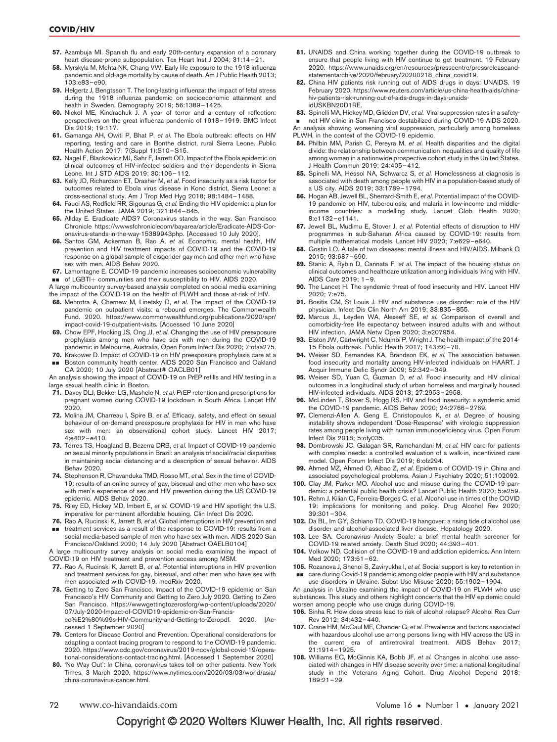57. Azambuja MI. Spanish flu and early 20th-century expansion of a coronary heart disease-prone subpopulation. Tex Heart Inst J 2004; 31:14–21.
58. Myrskyla M, Mehta NK, Chang VW. Early life exposure to the 1918 influenza pandemic and old-age mortality by cause of death. Am J Public Health 2013; 103:e83–e90.
59. Helgertz J, Bengtsson T. The long-lasting influenza: the impact of fetal stress during the 1918 influenza pandemic on socioeconomic attainment and health in Sweden. Demography 2019; 56:1389–1425.
60. Nickol ME, Kindrachuk J. A year of terror and a century of reflection: perspectives on the great influenza pandemic of 1918–1919. BMC Infect Dis 2019; 19:117.
61. Gamanga AH, Owiti P, Bhat P, *et al.* The Ebola outbreak: effects on HIV reporting, testing and care in Bonthe district, rural Sierra Leone. Public Health Action 2017; 7(Suppl 1):S10–S15.
62. Nagel E, Blackowicz MJ, Sahr F, Jarrett OD. Impact of the Ebola epidemic on clinical outcomes of HIV-infected soldiers and their dependents in Sierra Leone. Int J STD AIDS 2019; 30:106–112.
63. Kelly JD, Richardson ET, Drasher M, *et al.* Food insecurity as a risk factor for outcomes related to Ebola virus disease in Kono district, Sierra Leone: a cross-sectional study. Am J Trop Med Hyg 2018; 98:1484–1488.
64. Fauci AS, Redfield RR, Sigounas G, *et al.* Ending the HIV epidemic: a plan for the United States. JAMA 2019; 321:844–845.
65. Allday E. Eradicate AIDS? Coronavirus stands in the way. San Francisco Chronicle https://wwwsfchroniclecom/bayarea/article/Eradicate-AIDS-Coronavirus-stands-in-the-way-15389943php. [Accessed 10 July 2020].
66. Santos GM, Ackerman B, Rao A, *et al.* Economic, mental health, HIV prevention and HIV treatment impacts of COVID-19 and the COVID-19 response on a global sample of cisgender gay men and other men who have sex with men. AIDS Behav 2020.
67. ▪▪ Lamontagne E. COVID-19 pandemic increases socioeconomic vulnerability of LGBTI+ communities and their susceptibility to HIV. AIDS 2020.

A large multicountry survey-based analysis completed on social media examining the impact of the COVID-19 on the health of PLWH and those at-risk of HIV.

68. Mehrotra A, Chernew M, Linetsky D, *et al.* The impact of the COVID-19 pandemic on outpatient visits: a rebound emerges. The Commonwealth Fund. 2020. https://www.commonwealthfund.org/publications/2020/apr/impact-covid-19-outpatient-visits. [Accessed 10 June 2020]
69. Chow EPF, Hocking JS, Ong JJ, *et al.* Changing the use of HIV preexposure prophylaxis among men who have sex with men during the COVID-19 pandemic in Melbourne, Australia. Open Forum Infect Dis 2020; 7:ofaa275.
70. ▪▪ Krakower D. Impact of COVID-19 on HIV preexposure prophylaxis care at a Boston community health center. AIDS 2020 San Francisco and Oakland CA 2020; 10 July 2020 [Abstract# OACLB01]

An analysis showing the impact of COVID-19 on PrEP refills and HIV testing in a large sexual health clinic in Boston.

71. Davey DLJ, Bekker LG, Mashele N, *et al.* PrEP retention and prescriptions for pregnant women during COVID-19 lockdown in South Africa. Lancet HIV 2020.
72. Molina JM, Charreau I, Spire B, *et al.* Efficacy, safety, and effect on sexual behaviour of on-demand preexposure prophylaxis for HIV in men who have sex with men: an observational cohort study. Lancet HIV 2017; 4:e402–e410.
73. Torres TS, Hoagland B, Bezerra DRB, *et al.* Impact of COVID-19 pandemic on sexual minority populations in Brazil: an analysis of social/racial disparities in maintaining social distancing and a description of sexual behavior. AIDS Behav 2020.
74. Stephenson R, Chavanduka TMD, Rosso MT, *et al.* Sex in the time of COVID-19: results of an online survey of gay, bisexual and other men who have sex with men's experience of sex and HIV prevention during the US COVID-19 epidemic. AIDS Behav 2020.
75. Riley ED, Hickey MD, Imbert E, *et al.* COVID-19 and HIV spotlight the U.S. imperative for permanent affordable housing. Clin Infect Dis 2020.
76. ▪▪ Rao A, Rucinski K, Jarrett B, *et al.* Global interruptions in HIV prevention and treatment services as a result of the response to COVID-19: results from a social media-based sample of men who have sex with men. AIDS 2020 San Francisco/Oakland 2020; 14 July 2020 [Abstract OAELB0104]

A large multicountry survey analysis on social media examining the impact of COVID-19 on HIV treatment and prevention access among MSM.

77. Rao A, Rucinski K, Jarrett B, *et al.* Potential interruptions in HIV prevention and treatment services for gay, bisexual, and other men who have sex with men associated with COVID-19. medRxiv 2020.
78. Getting to Zero San Francisco. Impact of the COVID-19 epidemic on San Francisco's HIV Community and Getting to Zero July 2020. Getting to Zero San Francisco. https://wwwgettingtozerosforg/wp-content/uploads/2020/07/July-2020-Impact-of-COVID19-epidemic-on-San-Francisco%E2%80%99s-HIV-Community-and-Getting-to-Zeropdf. 2020. [Accessed 1 September 2020]
79. Centers for Disease Control and Prevention. Operational considerations for adapting a contact tracing program to respond to the COVID-19 pandemic. 2020. https://www.cdc.gov/coronavirus/2019-ncov/global-covid-19/operational-considerations-contact-tracing.html. [Accessed 1 September 2020]
80. 'No Way Out': In China, coronavirus takes toll on other patients. New York Times. 3 March 2020. https://www.nytimes.com/2020/03/03/world/asia/china-coronavirus-cancer.html.
81. UNAIDS and China working together during the COVID-19 outbreak to ensure that people living with HIV continue to get treatment. 19 February 2020. https://www.unaids.org/en/resources/presscentre/pressreleaseandstatementarchive/2020/february/20200218_china_covid19.
82. China HIV patients risk running out of AIDS drugs in days: UNAIDS. 19 February 2020. https://www.reuters.com/article/us-china-health-aids/china-hiv-patients-risk-running-out-of-aids-drugs-in-days-unaids-idUSKBN20D1RE.
83. ▪ Spinelli MA, Hickey MD, Glidden DV, *et al.* Viral suppression rates in a safety-net HIV clinic in San Francisco destabilized during COVID-19 AIDS 2020.

An analysis showing worsening viral suppression, particularly among homeless PLWH, in the context of the COVID-19 epidemic.

84. Philbin MM, Parish C, Pereyra M, *et al.* Health disparities and the digital divide: the relationship between communication inequalities and quality of life among women in a nationwide prospective cohort study in the United States. J Health Commun 2019; 24:405–412.
85. Spinelli MA, Hessol NA, Schwarcz S, *et al.* Homelessness at diagnosis is associated with death among people with HIV in a population-based study of a US city. AIDS 2019; 33:1789–1794.
86. Hogan AB, Jewell BL, Sherrard-Smith E, *et al.* Potential impact of the COVID-19 pandemic on HIV, tuberculosis, and malaria in low-income and middle-income countries: a modelling study. Lancet Glob Health 2020; 8:e1132–e1141.
87. Jewell BL, Mudimu E, Stover J, *et al.* Potential effects of disruption to HIV programmes in sub-Saharan Africa caused by COVID-19: results from multiple mathematical models. Lancet HIV 2020; 7:e629–e640.
88. Gostin LO. A tale of two diseases: mental illness and HIV/AIDS. Milbank Q 2015; 93:687–690.
89. Stanic A, Rybin D, Cannata F, *et al.* The impact of the housing status on clinical outcomes and healthcare utilization among individuals living with HIV. AIDS Care 2019; 1–9.
90. The Lancet H. The syndemic threat of food insecurity and HIV. Lancet HIV 2020; 7:e75.
91. Bositis CM, St Louis J. HIV and substance use disorder: role of the HIV physician. Infect Dis Clin North Am 2019; 33:835–855.
92. Marcus JL, Leyden WA, Alexeeff SE, *et al.* Comparison of overall and comorbidity-free life expectancy between insured adults with and without HIV infection. JAMA Netw Open 2020; 3:e207954.
93. Elston JW, Cartwright C, Ndumbi P, Wright J. The health impact of the 2014-15 Ebola outbreak. Public Health 2017; 143:60–70.
94. Weiser SD, Fernandes KA, Brandson EK, *et al.* The association between food insecurity and mortality among HIV-infected individuals on HAART. J Acquir Immune Defic Syndr 2009; 52:342–349.
95. Weiser SD, Yuan C, Guzman D, *et al.* Food insecurity and HIV clinical outcomes in a longitudinal study of urban homeless and marginally housed HIV-infected individuals. AIDS 2013; 27:2953–2958.
96. McLinden T, Stover S, Hogg RS. HIV and food insecurity: a syndemic amid the COVID-19 pandemic. AIDS Behav 2020; 24:2766–2769.
97. Clemenzi-Allen A, Geng E, Christopoulos K, *et al.* Degree of housing instability shows independent 'Dose-Response' with virologic suppression rates among people living with human immunodeficiency virus. Open Forum Infect Dis 2018; 5:ofy035.
98. Dombrowski JC, Galagan SR, Ramchandani M, *et al.* HIV care for patients with complex needs: a controlled evaluation of a walk-in, incentivized care model. Open Forum Infect Dis 2019; 6:ofz294.
99. Ahmed MZ, Ahmed O, Aibao Z, *et al.* Epidemic of COVID-19 in China and associated psychological problems. Asian J Psychiatry 2020; 51:102092.
100. Clay JM, Parker MO. Alcohol use and misuse during the COVID-19 pandemic: a potential public health crisis? Lancet Public Health 2020; 5:e259.
101. Rehm J, Kilian C, Ferreira-Borges C, *et al.* Alcohol use in times of the COVID 19: implications for monitoring and policy. Drug Alcohol Rev 2020; 39:301–304.
102. Da BL, Im GY, Schiano TD. COVID-19 hangover: a rising tide of alcohol use disorder and alcohol-associated liver disease. Hepatology 2020.
103. Lee SA. Coronavirus Anxiety Scale: a brief mental health screener for COVID-19 related anxiety. Death Stud 2020; 44:393–401.
104. Volkow ND. Collision of the COVID-19 and addiction epidemics. Ann Intern Med 2020; 173:61–62.
105. ▪▪ Rozanova J, Shenoi S, Zaviryukha I, *et al.* Social support is key to retention in care during Covid-19 pandemic among older people with HIV and substance use disorders in Ukraine. Subst Use Misuse 2020; 55:1902–1904.

An analysis in Ukraine examining the impact of COVID-19 on PLWH who use substances. This study and others highlight concerns that the HIV epidemic could worsen among people who use drugs during COVID-19.

106. Sinha R. How does stress lead to risk of alcohol relapse? Alcohol Res Curr Rev 2012; 34:432–440.
107. Crane HM, McCaul ME, Chander G, *et al.* Prevalence and factors associated with hazardous alcohol use among persons living with HIV across the US in the current era of antiretroviral treatment. AIDS Behav 2017; 21:1914–1925.
108. Williams EC, McGinnis KA, Bobb JF, *et al.* Changes in alcohol use associated with changes in HIV disease severity over time: a national longitudinal study in the Veterans Aging Cohort. Drug Alcohol Depend 2018; 189:21–29.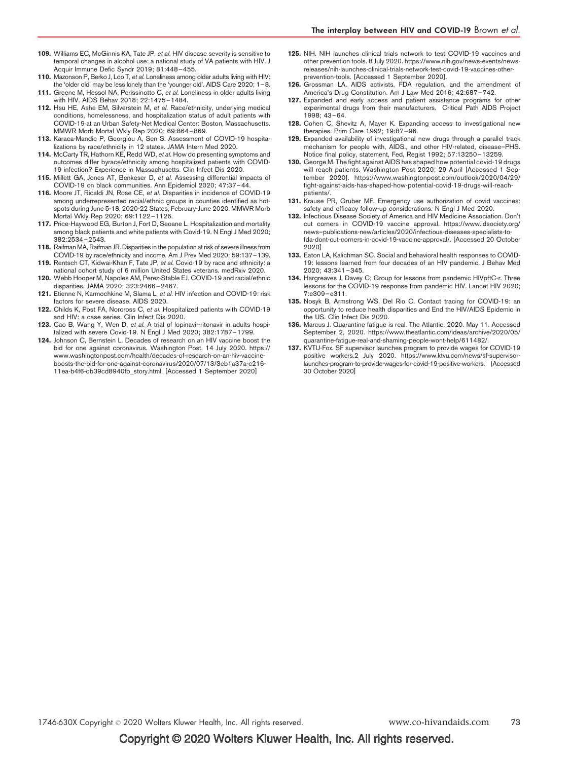109. Williams EC, McGinnis KA, Tate JP, *et al.* HIV disease severity is sensitive to temporal changes in alcohol use: a national study of VA patients with HIV. J Acquir Immune Defic Syndr 2019; 81:448–455.

110. Mazonson P, Berko J, Loo T, *et al.* Loneliness among older adults living with HIV: the 'older old' may be less lonely than the 'younger old'. AIDS Care 2020; 1–8.

111. Greene M, Hessol NA, Perissinotto C, *et al.* Loneliness in older adults living with HIV. AIDS Behav 2018; 22:1475–1484.

112. Hsu HE, Ashe EM, Silverstein M, *et al.* Race/ethnicity, underlying medical conditions, homelessness, and hospitalization status of adult patients with COVID-19 at an Urban Safety-Net Medical Center: Boston, Massachusetts. MMWR Morb Mortal Wkly Rep 2020; 69:864–869.

113. Karaca-Mandic P, Georgiou A, Sen S. Assessment of COVID-19 hospitalizations by race/ethnicity in 12 states. JAMA Intern Med 2020.

114. McCarty TR, Hathorn KE, Redd WD, *et al.* How do presenting symptoms and outcomes differ byrace/ethnicity among hospitalized patients with COVID-19 infection? Experience in Massachusetts. Clin Infect Dis 2020.

115. Millett GA, Jones AT, Benkeser D, *et al.* Assessing differential impacts of COVID-19 on black communities. Ann Epidemiol 2020; 47:37–44.

116. Moore JT, Ricaldi JN, Rose CE, *et al.* Disparities in incidence of COVID-19 among underrepresented racial/ethnic groups in counties identified as hotspots during June 5-18, 2020-22 States, February-June 2020. MMWR Morb Mortal Wkly Rep 2020; 69:1122–1126.

117. Price-Haywood EG, Burton J, Fort D, Seoane L. Hospitalization and mortality among black patients and white patients with Covid-19. N Engl J Med 2020; 382:2534–2543.

118. Raifman MA, Raifman JR. Disparities in the population at risk of severe illness from COVID-19 by race/ethnicity and income. Am J Prev Med 2020; 59:137–139.

119. Rentsch CT, Kidwai-Khan F, Tate JP, *et al.* Covid-19 by race and ethnicity: a national cohort study of 6 million United States veterans. medRxiv 2020.

120. Webb Hooper M, Napoles AM, Perez-Stable EJ. COVID-19 and racial/ethnic disparities. JAMA 2020; 323:2466–2467.

121. Etienne N, Karmochkine M, Slama L, *et al.* HIV infection and COVID-19: risk factors for severe disease. AIDS 2020.

122. Childs K, Post FA, Norcross C, *et al.* Hospitalized patients with COVID-19 and HIV: a case series. Clin Infect Dis 2020.

123. Cao B, Wang Y, Wen D, *et al.* A trial of lopinavir-ritonavir in adults hospitalized with severe Covid-19. N Engl J Med 2020; 382:1787–1799.

124. Johnson C, Bernstein L. Decades of research on an HIV vaccine boost the bid for one against coronavirus. Washington Post. 14 July 2020. https://www.washingtonpost.com/health/decades-of-research-on-an-hiv-vaccine-boosts-the-bid-for-one-against-coronavirus/2020/07/13/3eb1a37a-c216-11ea-b4f6-cb39cd8940fb_story.html. [Accessed 1 September 2020]

125. NIH. NIH launches clinical trials network to test COVID-19 vaccines and other prevention tools. 8 July 2020. https://www.nih.gov/news-events/news-releases/nih-launches-clinical-trials-network-test-covid-19-vaccines-other-prevention-tools. [Accessed 1 September 2020].

126. Grossman LA. AIDS activists, FDA regulation, and the amendment of America's Drug Constitution. Am J Law Med 2016; 42:687–742.

127. Expanded and early access and patient assistance programs for other experimental drugs from their manufacturers. Critical Path AIDS Project 1998; 43–64.

128. Cohen C, Shevitz A, Mayer K. Expanding access to investigational new therapies. Prim Care 1992; 19:87–96.

129. Expanded availability of investigational new drugs through a parallel track mechanism for people with, AIDS., and other HIV-related, disease–PHS. Notice final policy, statement, Fed, Regist 1992; 57:13250–13259.

130. George M. The fight against AIDS has shaped how potential covid-19 drugs will reach patients. Washington Post 2020; 29 April [Accessed 1 September 2020]. https://www.washingtonpost.com/outlook/2020/04/29/fight-against-aids-has-shaped-how-potential-covid-19-drugs-will-reach-patients/.

131. Krause PR, Gruber MF. Emergency use authorization of covid vaccines: safety and efficacy follow-up considerations. N Engl J Med 2020.

132. Infectious Disease Society of America and HIV Medicine Association. Don't cut corners in COVID-19 vaccine approval. https://www.idsociety.org/news--publications-new/articles/2020/infectious-diseases-specialists-to-fda-dont-cut-corners-in-covid-19-vaccine-approval/. [Accessed 20 October 2020]

133. Eaton LA, Kalichman SC. Social and behavioral health responses to COVID-19: lessons learned from four decades of an HIV pandemic. J Behav Med 2020; 43:341–345.

134. Hargreaves J, Davey C; Group for lessons from pandemic HIVpftC-r. Three lessons for the COVID-19 response from pandemic HIV. Lancet HIV 2020; 7:e309–e311.

135. Nosyk B, Armstrong WS, Del Rio C. Contact tracing for COVID-19: an opportunity to reduce health disparities and End the HIV/AIDS Epidemic in the US. Clin Infect Dis 2020.

136. Marcus J. Quarantine fatigue is real. The Atlantic. 2020. May 11. Accessed September 2, 2020. https://www.theatlantic.com/ideas/archive/2020/05/quarantine-fatigue-real-and-shaming-people-wont-help/611482/.

137. KVTU-Fox. SF supervisor launches program to provide wages for COVID-19 positive workers.2 July 2020. https://www.ktvu.com/news/sf-supervisor-launches-program-to-provide-wages-for-covid-19-positive-workers. [Accessed 30 October 2020]